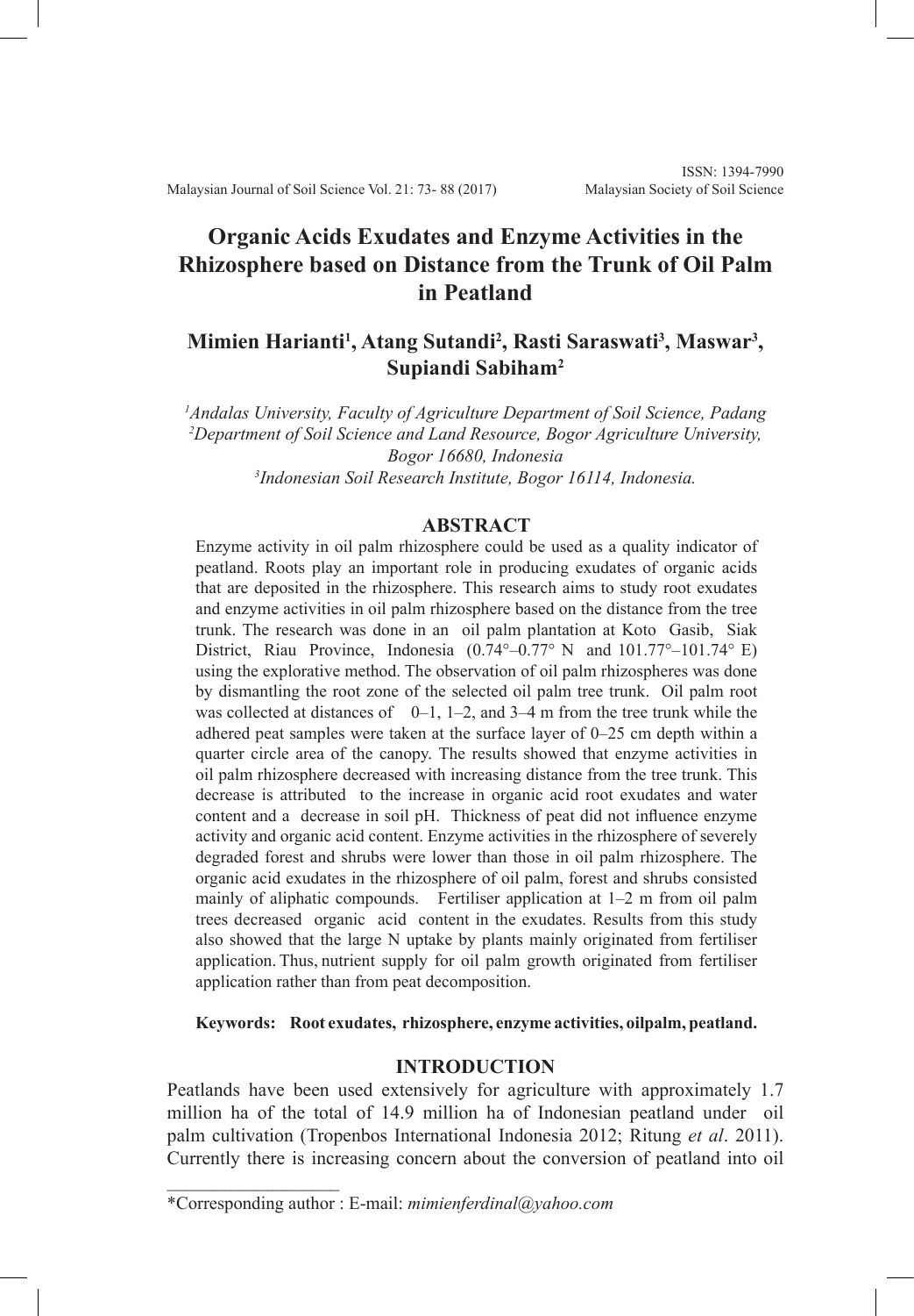# Organic Acids Exudates and Enzyme Activities in the Rhizosphere based on Distance from the Trunk of Oil Palm in Peatland

**Mimien Harianti[1], Atang Sutandi[2], Rasti Saraswati[3], Maswar[3], Supiandi Sabiham[2]**

*[1]Andalas University, Faculty of Agriculture Department of Soil Science, Padang*
*[2]Department of Soil Science and Land Resource, Bogor Agriculture University, Bogor 16680, Indonesia*
*[3]Indonesian Soil Research Institute, Bogor 16114, Indonesia.*

## ABSTRACT

Enzyme activity in oil palm rhizosphere could be used as a quality indicator of peatland. Roots play an important role in producing exudates of organic acids that are deposited in the rhizosphere. This research aims to study root exudates and enzyme activities in oil palm rhizosphere based on the distance from the tree trunk. The research was done in an oil palm plantation at Koto Gasib, Siak District, Riau Province, Indonesia (0.74°–0.77° N and 101.77°–101.74° E) using the explorative method. The observation of oil palm rhizospheres was done by dismantling the root zone of the selected oil palm tree trunk. Oil palm root was collected at distances of 0–1, 1–2, and 3–4 m from the tree trunk while the adhered peat samples were taken at the surface layer of 0–25 cm depth within a quarter circle area of the canopy. The results showed that enzyme activities in oil palm rhizosphere decreased with increasing distance from the tree trunk. This decrease is attributed to the increase in organic acid root exudates and water content and a decrease in soil pH. Thickness of peat did not influence enzyme activity and organic acid content. Enzyme activities in the rhizosphere of severely degraded forest and shrubs were lower than those in oil palm rhizosphere. The organic acid exudates in the rhizosphere of oil palm, forest and shrubs consisted mainly of aliphatic compounds. Fertiliser application at 1–2 m from oil palm trees decreased organic acid content in the exudates. Results from this study also showed that the large N uptake by plants mainly originated from fertiliser application. Thus, nutrient supply for oil palm growth originated from fertiliser application rather than from peat decomposition.

**Keywords: Root exudates, rhizosphere, enzyme activities, oilpalm, peatland.**

## INTRODUCTION

Peatlands have been used extensively for agriculture with approximately 1.7 million ha of the total of 14.9 million ha of Indonesian peatland under oil palm cultivation (Tropenbos International Indonesia 2012; Ritung *et al*. 2011). Currently there is increasing concern about the conversion of peatland into oil

\*Corresponding author : E-mail: *mimienferdinal@yahoo.com*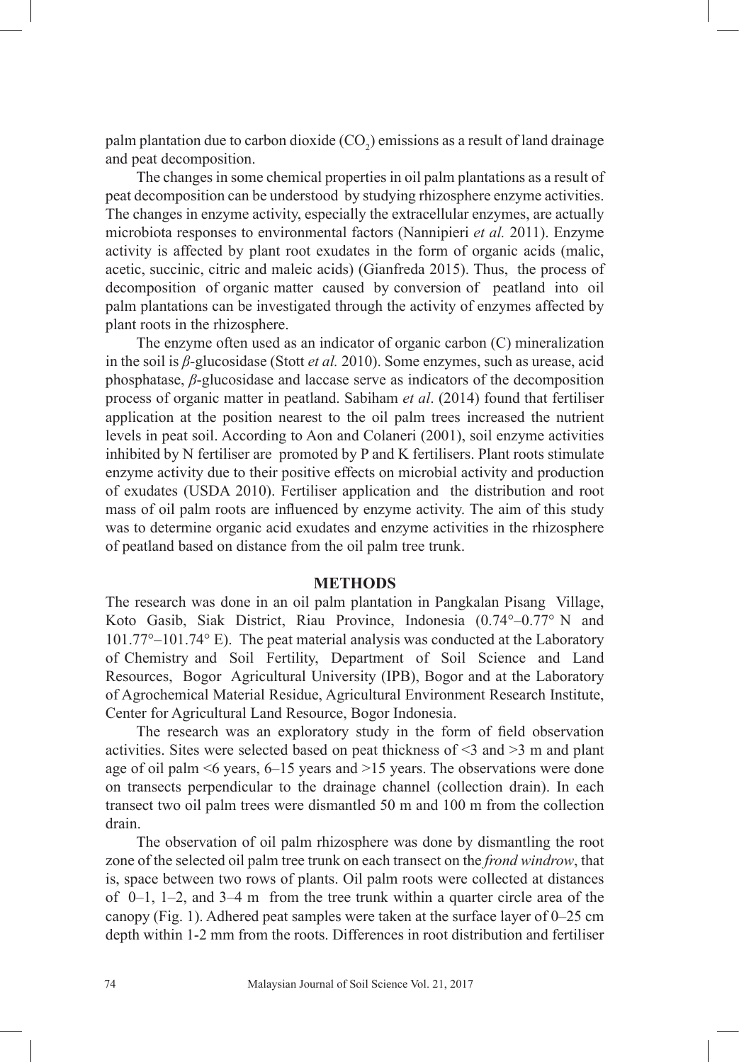palm plantation due to carbon dioxide ($CO_2$) emissions as a result of land drainage and peat decomposition.

The changes in some chemical properties in oil palm plantations as a result of peat decomposition can be understood by studying rhizosphere enzyme activities. The changes in enzyme activity, especially the extracellular enzymes, are actually microbiota responses to environmental factors (Nannipieri *et al.* 2011). Enzyme activity is affected by plant root exudates in the form of organic acids (malic, acetic, succinic, citric and maleic acids) (Gianfreda 2015). Thus, the process of decomposition of organic matter caused by conversion of peatland into oil palm plantations can be investigated through the activity of enzymes affected by plant roots in the rhizosphere.

The enzyme often used as an indicator of organic carbon (C) mineralization in the soil is *β*-glucosidase (Stott *et al.* 2010). Some enzymes, such as urease, acid phosphatase, *β*-glucosidase and laccase serve as indicators of the decomposition process of organic matter in peatland. Sabiham *et al*. (2014) found that fertiliser application at the position nearest to the oil palm trees increased the nutrient levels in peat soil. According to Aon and Colaneri (2001), soil enzyme activities inhibited by N fertiliser are promoted by P and K fertilisers. Plant roots stimulate enzyme activity due to their positive effects on microbial activity and production of exudates (USDA 2010). Fertiliser application and the distribution and root mass of oil palm roots are influenced by enzyme activity. The aim of this study was to determine organic acid exudates and enzyme activities in the rhizosphere of peatland based on distance from the oil palm tree trunk.

## METHODS

The research was done in an oil palm plantation in Pangkalan Pisang Village, Koto Gasib, Siak District, Riau Province, Indonesia (0.74°–0.77° N and 101.77°–101.74° E). The peat material analysis was conducted at the Laboratory of Chemistry and Soil Fertility, Department of Soil Science and Land Resources, Bogor Agricultural University (IPB), Bogor and at the Laboratory of Agrochemical Material Residue, Agricultural Environment Research Institute, Center for Agricultural Land Resource, Bogor Indonesia.

The research was an exploratory study in the form of field observation activities. Sites were selected based on peat thickness of <3 and >3 m and plant age of oil palm <6 years, 6–15 years and >15 years. The observations were done on transects perpendicular to the drainage channel (collection drain). In each transect two oil palm trees were dismantled 50 m and 100 m from the collection drain.

The observation of oil palm rhizosphere was done by dismantling the root zone of the selected oil palm tree trunk on each transect on the *frond windrow*, that is, space between two rows of plants. Oil palm roots were collected at distances of 0–1, 1–2, and 3–4 m from the tree trunk within a quarter circle area of the canopy (Fig. 1). Adhered peat samples were taken at the surface layer of 0–25 cm depth within 1-2 mm from the roots. Differences in root distribution and fertiliser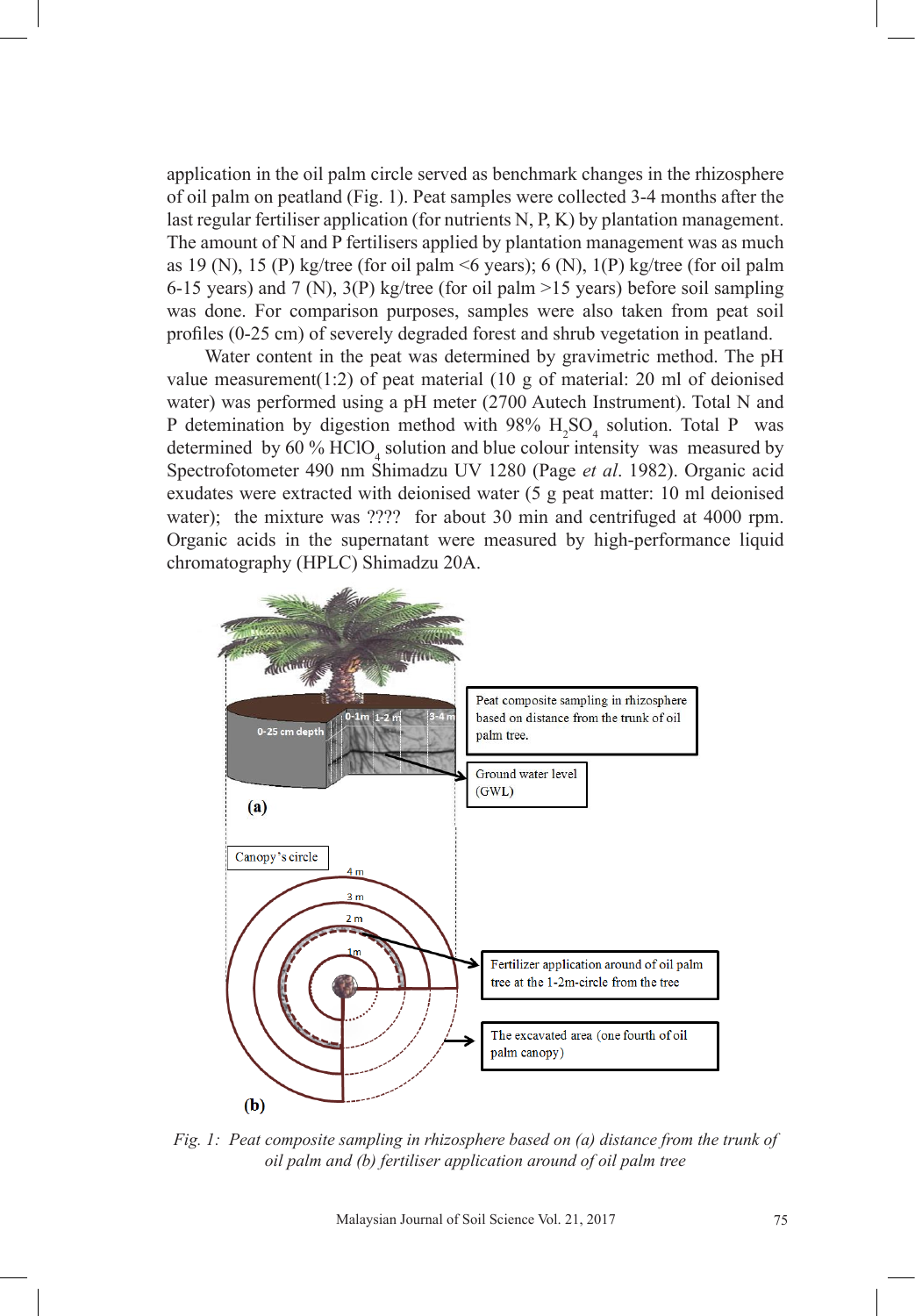application in the oil palm circle served as benchmark changes in the rhizosphere of oil palm on peatland (Fig. 1). Peat samples were collected 3-4 months after the last regular fertiliser application (for nutrients N, P, K) by plantation management. The amount of N and P fertilisers applied by plantation management was as much as 19 (N), 15 (P) kg/tree (for oil palm <6 years); 6 (N), 1(P) kg/tree (for oil palm 6-15 years) and 7 (N), 3(P) kg/tree (for oil palm >15 years) before soil sampling was done. For comparison purposes, samples were also taken from peat soil profiles (0-25 cm) of severely degraded forest and shrub vegetation in peatland.

Water content in the peat was determined by gravimetric method. The pH value measurement(1:2) of peat material (10 g of material: 20 ml of deionised water) was performed using a pH meter (2700 Autech Instrument). Total N and P detemination by digestion method with 98% $H_2SO_4$ solution. Total P was determined by 60 % $HClO_4$ solution and blue colour intensity was measured by Spectrofotometer 490 nm Shimadzu UV 1280 (Page *et al*. 1982). Organic acid exudates were extracted with deionised water (5 g peat matter: 10 ml deionised water); the mixture was ???? for about 30 min and centrifuged at 4000 rpm. Organic acids in the supernatant were measured by high-performance liquid chromatography (HPLC) Shimadzu 20A.

*Fig. 1: Peat composite sampling in rhizosphere based on (a) distance from the trunk of oil palm and (b) fertiliser application around of oil palm tree*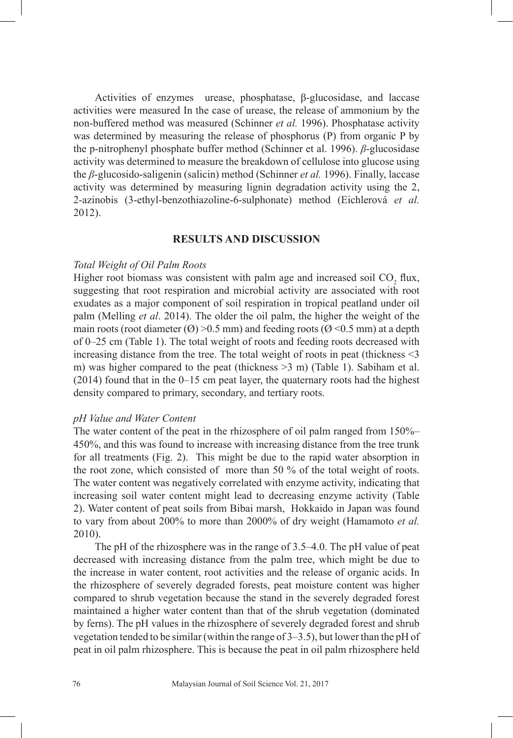Activities of enzymes urease, phosphatase, β-glucosidase, and laccase activities were measured In the case of urease, the release of ammonium by the non-buffered method was measured (Schinner *et al.* 1996). Phosphatase activity was determined by measuring the release of phosphorus (P) from organic P by the p-nitrophenyl phosphate buffer method (Schinner et al. 1996). *β*-glucosidase activity was determined to measure the breakdown of cellulose into glucose using the *β*-glucosido-saligenin (salicin) method (Schinner *et al.* 1996). Finally, laccase activity was determined by measuring lignin degradation activity using the 2, 2-azinobis (3-ethyl-benzothiazoline-6-sulphonate) method (Eichlerová *et al.* 2012).

## RESULTS AND DISCUSSION

### *Total Weight of Oil Palm Roots*

Higher root biomass was consistent with palm age and increased soil $CO_2$ flux, suggesting that root respiration and microbial activity are associated with root exudates as a major component of soil respiration in tropical peatland under oil palm (Melling *et al*. 2014). The older the oil palm, the higher the weight of the main roots (root diameter (Ø) >0.5 mm) and feeding roots (Ø <0.5 mm) at a depth of 0–25 cm (Table 1). The total weight of roots and feeding roots decreased with increasing distance from the tree. The total weight of roots in peat (thickness <3 m) was higher compared to the peat (thickness >3 m) (Table 1). Sabiham et al. (2014) found that in the 0–15 cm peat layer, the quaternary roots had the highest density compared to primary, secondary, and tertiary roots.

### *pH Value and Water Content*

The water content of the peat in the rhizosphere of oil palm ranged from 150%–450%, and this was found to increase with increasing distance from the tree trunk for all treatments (Fig. 2). This might be due to the rapid water absorption in the root zone, which consisted of more than 50 % of the total weight of roots. The water content was negatively correlated with enzyme activity, indicating that increasing soil water content might lead to decreasing enzyme activity (Table 2). Water content of peat soils from Bibai marsh, Hokkaido in Japan was found to vary from about 200% to more than 2000% of dry weight (Hamamoto *et al.* 2010).

The pH of the rhizosphere was in the range of 3.5–4.0. The pH value of peat decreased with increasing distance from the palm tree, which might be due to the increase in water content, root activities and the release of organic acids. In the rhizosphere of severely degraded forests, peat moisture content was higher compared to shrub vegetation because the stand in the severely degraded forest maintained a higher water content than that of the shrub vegetation (dominated by ferns). The pH values in the rhizosphere of severely degraded forest and shrub vegetation tended to be similar (within the range of 3–3.5), but lower than the pH of peat in oil palm rhizosphere. This is because the peat in oil palm rhizosphere held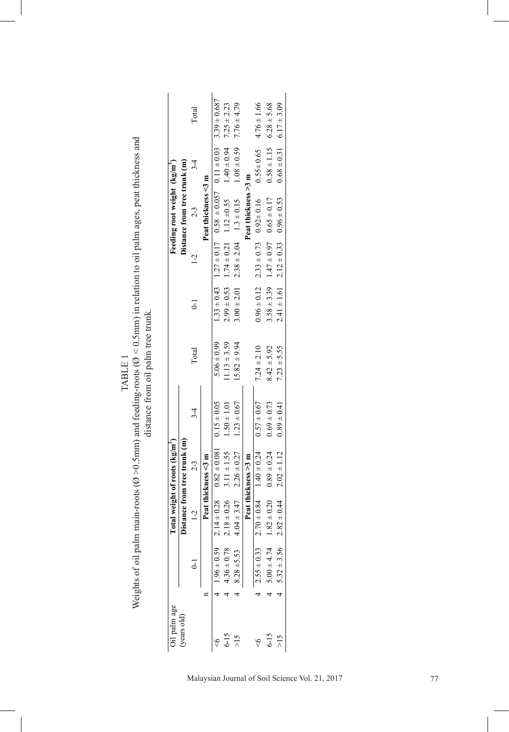TABLE 1
Weights of oil palm main-roots (Ø >0.5mm) and feeding-roots (Ø < 0.5mm) in relation to oil palm ages, peat thickness and distance from oil palm tree trunk.

| Oil palm age (years old) | n | Total weight of roots (kg/m$^3$) | | | | | Feeding root weight (kg/m$^3$) | | | | |
|---|---|---|---|---|---|---|---|---|---|---|---|
| | | Distance from tree trunk (m) | | | | | Distance from tree trunk (m) | | | | |
| | | 0-1 | 1-2 | 2-3 | 3-4 | Total | 0-1 | 1-2 | 2-3 | 3-4 | Total |
| | | Peat thickness <3 m | | | | | Peat thickness <3 m | | | | |
| <6 | 4 | 1.96 ± 0.59 | 2.14 ± 0.28 | 0.82 ± 0.081 | 0.15 ± 0.05 | 5.06 ± 0.99 | 1.33 ± 0.43 | 1.27 ± 0.17 | 0.58 ± 0.057 | 0.11 ± 0.03 | 3.39 ± 0.687 |
| 6-15 | 4 | 4.36 ± 0.78 | 2.18 ± 0.26 | 3.11 ± 1.55 | 1.50 ± 1.01 | 11.13 ± 3.59 | 2.99 ± 0.53 | 1.74 ± 0.21 | 1.12 ±0.55 | 1.40 ± 0.94 | 7.25 ± 2.23 |
| >15 | 4 | 8.28 ±5.53 | 4.04 ± 3.47 | 2.26 ± 0.27 | 1.23 ± 0.67 | 15.82 ± 9.94 | 3.00 ± 2.01 | 2.38 ± 2.04 | 1.3 ± 0.15 | 1.08 ± 0.59 | 7.76 ± 4.79 |
| | | Peat thickness >3 m | | | | | Peat thickness >3 m | | | | |
| <6 | 4 | 2.55 ± 0.33 | 2.70 ± 0.84 | 1.40 ± 0.24 | 0.57 ± 0.67 | 7.24 ± 2.10 | 0.96 ± 0.12 | 2.33 ± 0.73 | 0.92± 0.16 | 0.55± 0.65 | 4.76 ± 1.66 |
| 6-15 | 4 | 5.00 ± 4.74 | 1.82 ± 0.20 | 0.89 ± 0.24 | 0.69 ± 0.73 | 8.42 ± 5.92 | 3.58 ± 3.39 | 1.47 ± 0.97 | 0.65 ± 0.17 | 0.58 ± 1.15 | 6.28 ± 5.68 |
| >15 | 4 | 5.32 ± 3.56 | 2.82 ± 0.44 | 2.02 ± 1.12 | 0.89 ± 0.41 | 7.23 ± 5.55 | 2.41 ± 1.61 | 2.12 ± 0.33 | 0.96 ± 0.53 | 0.68 ± 0.31 | 6.17 ± 3.09 |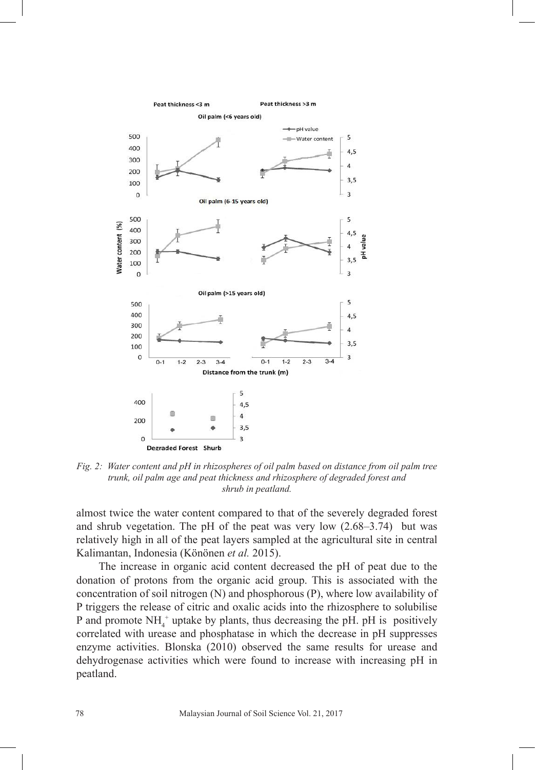*Fig. 2: Water content and pH in rhizospheres of oil palm based on distance from oil palm tree trunk, oil palm age and peat thickness and rhizosphere of degraded forest and shrub in peatland.*

almost twice the water content compared to that of the severely degraded forest and shrub vegetation. The pH of the peat was very low (2.68–3.74) but was relatively high in all of the peat layers sampled at the agricultural site in central Kalimantan, Indonesia (Könönen *et al.* 2015).

The increase in organic acid content decreased the pH of peat due to the donation of protons from the organic acid group. This is associated with the concentration of soil nitrogen (N) and phosphorous (P), where low availability of P triggers the release of citric and oxalic acids into the rhizosphere to solubilise P and promote $NH_4^+$ uptake by plants, thus decreasing the pH. pH is positively correlated with urease and phosphatase in which the decrease in pH suppresses enzyme activities. Blonska (2010) observed the same results for urease and dehydrogenase activities which were found to increase with increasing pH in peatland.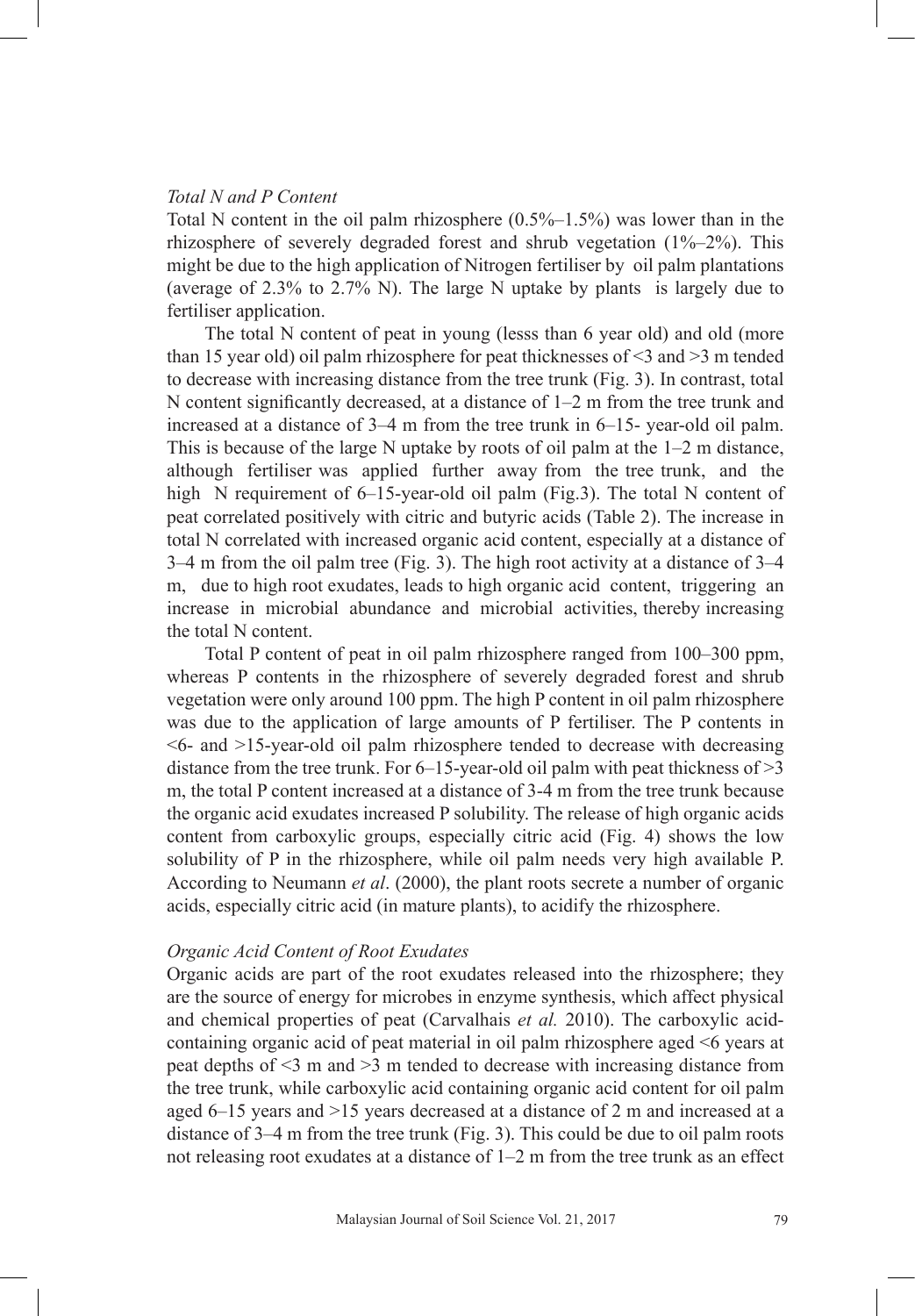*Total N and P Content*

Total N content in the oil palm rhizosphere (0.5%–1.5%) was lower than in the rhizosphere of severely degraded forest and shrub vegetation (1%–2%). This might be due to the high application of Nitrogen fertiliser by oil palm plantations (average of 2.3% to 2.7% N). The large N uptake by plants is largely due to fertiliser application.

The total N content of peat in young (lesss than 6 year old) and old (more than 15 year old) oil palm rhizosphere for peat thicknesses of <3 and >3 m tended to decrease with increasing distance from the tree trunk (Fig. 3). In contrast, total N content significantly decreased, at a distance of 1–2 m from the tree trunk and increased at a distance of 3–4 m from the tree trunk in 6–15- year-old oil palm. This is because of the large N uptake by roots of oil palm at the 1–2 m distance, although fertiliser was applied further away from the tree trunk, and the high N requirement of 6–15-year-old oil palm (Fig.3). The total N content of peat correlated positively with citric and butyric acids (Table 2). The increase in total N correlated with increased organic acid content, especially at a distance of 3–4 m from the oil palm tree (Fig. 3). The high root activity at a distance of 3–4 m, due to high root exudates, leads to high organic acid content, triggering an increase in microbial abundance and microbial activities, thereby increasing the total N content.

Total P content of peat in oil palm rhizosphere ranged from 100–300 ppm, whereas P contents in the rhizosphere of severely degraded forest and shrub vegetation were only around 100 ppm. The high P content in oil palm rhizosphere was due to the application of large amounts of P fertiliser. The P contents in <6- and >15-year-old oil palm rhizosphere tended to decrease with decreasing distance from the tree trunk. For 6–15-year-old oil palm with peat thickness of >3 m, the total P content increased at a distance of 3-4 m from the tree trunk because the organic acid exudates increased P solubility. The release of high organic acids content from carboxylic groups, especially citric acid (Fig. 4) shows the low solubility of P in the rhizosphere, while oil palm needs very high available P. According to Neumann *et al*. (2000), the plant roots secrete a number of organic acids, especially citric acid (in mature plants), to acidify the rhizosphere.

*Organic Acid Content of Root Exudates*

Organic acids are part of the root exudates released into the rhizosphere; they are the source of energy for microbes in enzyme synthesis, which affect physical and chemical properties of peat (Carvalhais *et al.* 2010). The carboxylic acid-containing organic acid of peat material in oil palm rhizosphere aged <6 years at peat depths of <3 m and >3 m tended to decrease with increasing distance from the tree trunk, while carboxylic acid containing organic acid content for oil palm aged 6–15 years and >15 years decreased at a distance of 2 m and increased at a distance of 3–4 m from the tree trunk (Fig. 3). This could be due to oil palm roots not releasing root exudates at a distance of 1–2 m from the tree trunk as an effect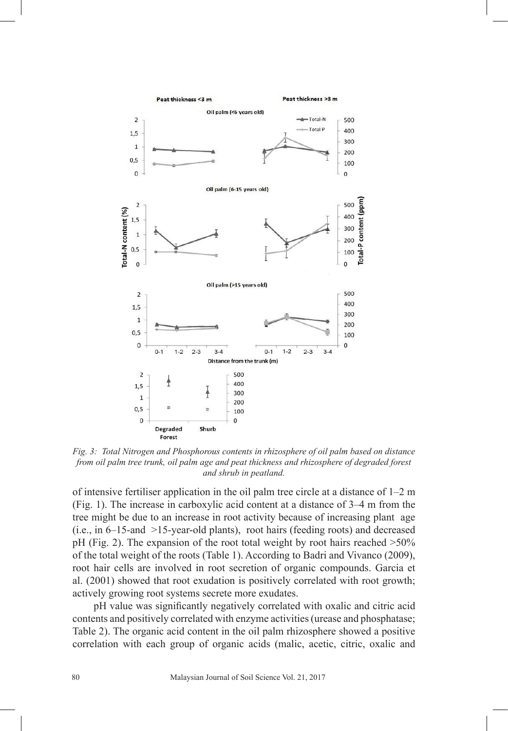*Fig. 3: Total Nitrogen and Phosphorous contents in rhizosphere of oil palm based on distance from oil palm tree trunk, oil palm age and peat thickness and rhizosphere of degraded forest and shrub in peatland.*

of intensive fertiliser application in the oil palm tree circle at a distance of 1–2 m (Fig. 1). The increase in carboxylic acid content at a distance of 3–4 m from the tree might be due to an increase in root activity because of increasing plant age (i.e., in 6–15-and >15-year-old plants), root hairs (feeding roots) and decreased pH (Fig. 2). The expansion of the root total weight by root hairs reached >50% of the total weight of the roots (Table 1). According to Badri and Vivanco (2009), root hair cells are involved in root secretion of organic compounds. Garcia et al. (2001) showed that root exudation is positively correlated with root growth; actively growing root systems secrete more exudates.

pH value was significantly negatively correlated with oxalic and citric acid contents and positively correlated with enzyme activities (urease and phosphatase; Table 2). The organic acid content in the oil palm rhizosphere showed a positive correlation with each group of organic acids (malic, acetic, citric, oxalic and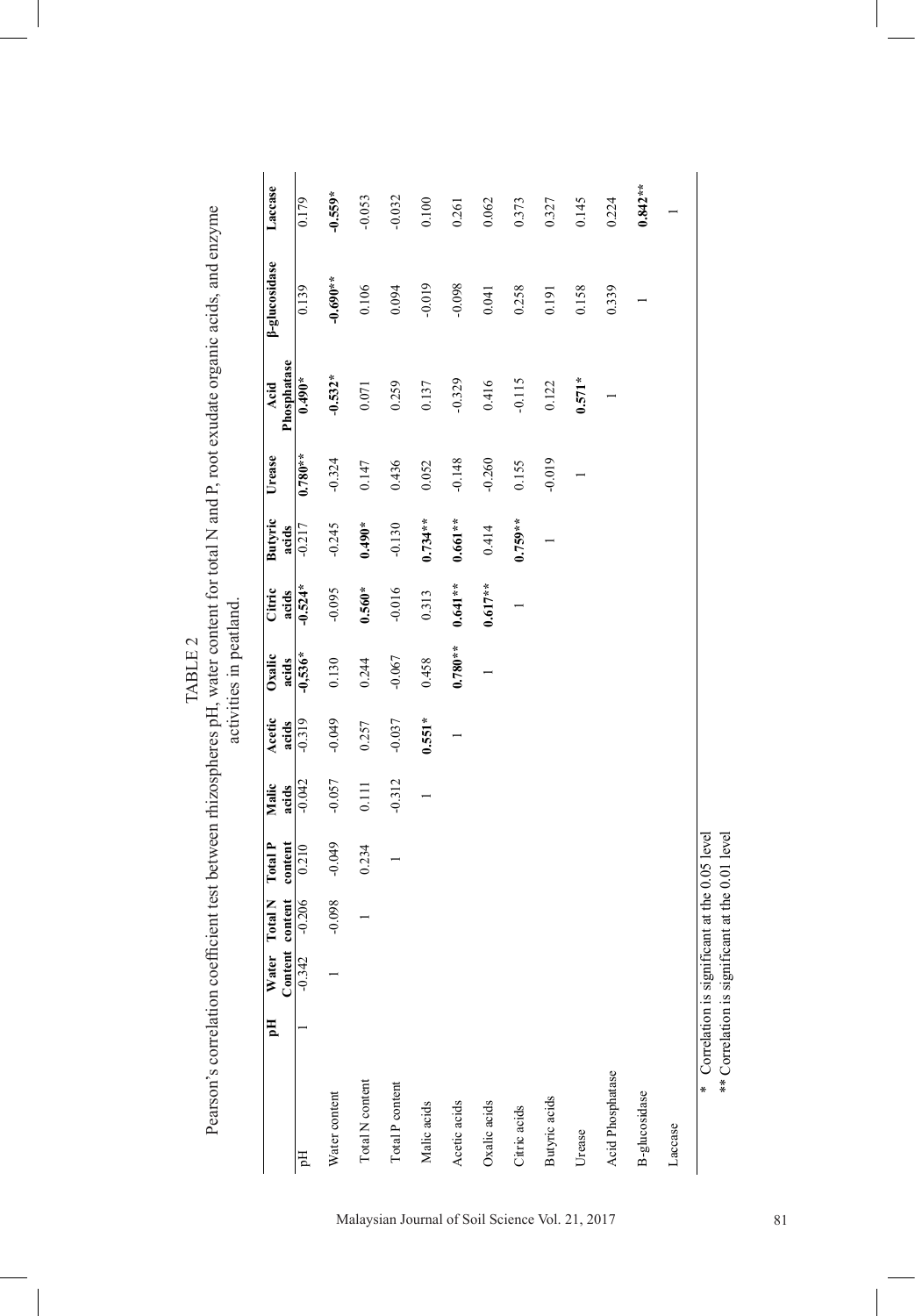TABLE 2

Pearson's correlation coefficient test between rhizospheres pH, water content for total N and P, root exudate organic acids, and enzyme activities in peatland.

| | pH | Water Content | Total N content | Total P content | Malic acids | Acetic acids | Oxalic acids | Citric acids | Butyric acids | Urease | Acid Phosphatase | β-glucosidase | Laccase |
|---|---|---|---|---|---|---|---|---|---|---|---|---|---|
| pH | 1 | -0.342 | -0.206 | 0.210 | -0.042 | -0.319 | **-0.536*** | **-0.524*** | -0.217 | **0.780**** | **0.490*** | 0.139 | 0.179 |
| Water content | | 1 | -0.098 | -0.049 | -0.057 | -0.049 | 0.130 | -0.095 | -0.245 | -0.324 | **-0.532*** | **-0.690**** | **-0.559*** |
| Total N content | | | 1 | 0.234 | 0.111 | 0.257 | 0.244 | **0.560*** | **0.490*** | 0.147 | 0.071 | 0.106 | -0.053 |
| Total P content | | | | 1 | -0.312 | -0.037 | -0.067 | -0.016 | -0.130 | 0.436 | 0.259 | 0.094 | -0.032 |
| Malic acids | | | | | 1 | **0.551*** | 0.458 | 0.313 | **0.734**** | 0.052 | 0.137 | -0.019 | 0.100 |
| Acetic acids | | | | | | 1 | **0.780**** | **0.641**** | **0.661**** | -0.148 | -0.329 | -0.098 | 0.261 |
| Oxalic acids | | | | | | | 1 | **0.617**** | 0.414 | -0.260 | 0.416 | 0.041 | 0.062 |
| Citric acids | | | | | | | | 1 | **0.759**** | 0.155 | -0.115 | 0.258 | 0.373 |
| Butyric acids | | | | | | | | | 1 | -0.019 | 0.122 | 0.191 | 0.327 |
| Urease | | | | | | | | | | 1 | **0.571*** | 0.158 | 0.145 |
| Acid Phosphatase | | | | | | | | | | | 1 | 0.339 | 0.224 |
| B-glucosidase | | | | | | | | | | | | 1 | **0.842**** |
| Laccase | | | | | | | | | | | | | 1 |

\* Correlation is significant at the 0.05 level

\*\* Correlation is significant at the 0.01 level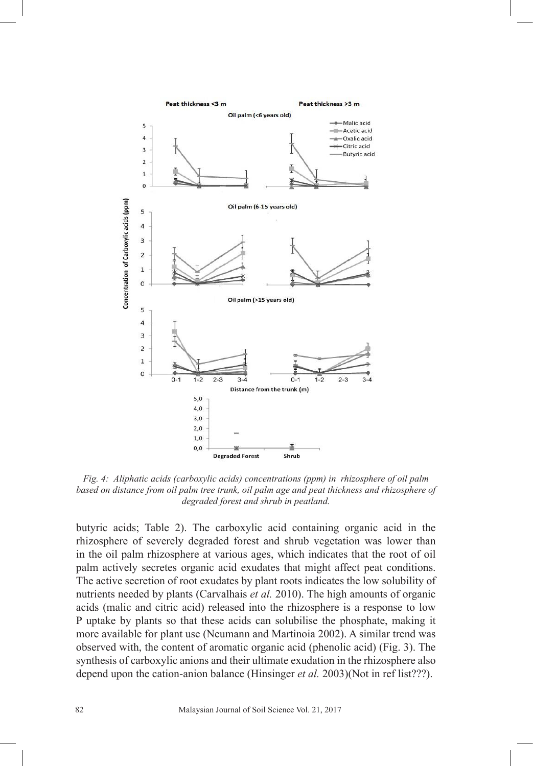*Fig. 4: Aliphatic acids (carboxylic acids) concentrations (ppm) in rhizosphere of oil palm based on distance from oil palm tree trunk, oil palm age and peat thickness and rhizosphere of degraded forest and shrub in peatland.*

butyric acids; Table 2). The carboxylic acid containing organic acid in the rhizosphere of severely degraded forest and shrub vegetation was lower than in the oil palm rhizosphere at various ages, which indicates that the root of oil palm actively secretes organic acid exudates that might affect peat conditions. The active secretion of root exudates by plant roots indicates the low solubility of nutrients needed by plants (Carvalhais *et al.* 2010). The high amounts of organic acids (malic and citric acid) released into the rhizosphere is a response to low P uptake by plants so that these acids can solubilise the phosphate, making it more available for plant use (Neumann and Martinoia 2002). A similar trend was observed with, the content of aromatic organic acid (phenolic acid) (Fig. 3). The synthesis of carboxylic anions and their ultimate exudation in the rhizosphere also depend upon the cation-anion balance (Hinsinger *et al.* 2003)(Not in ref list???).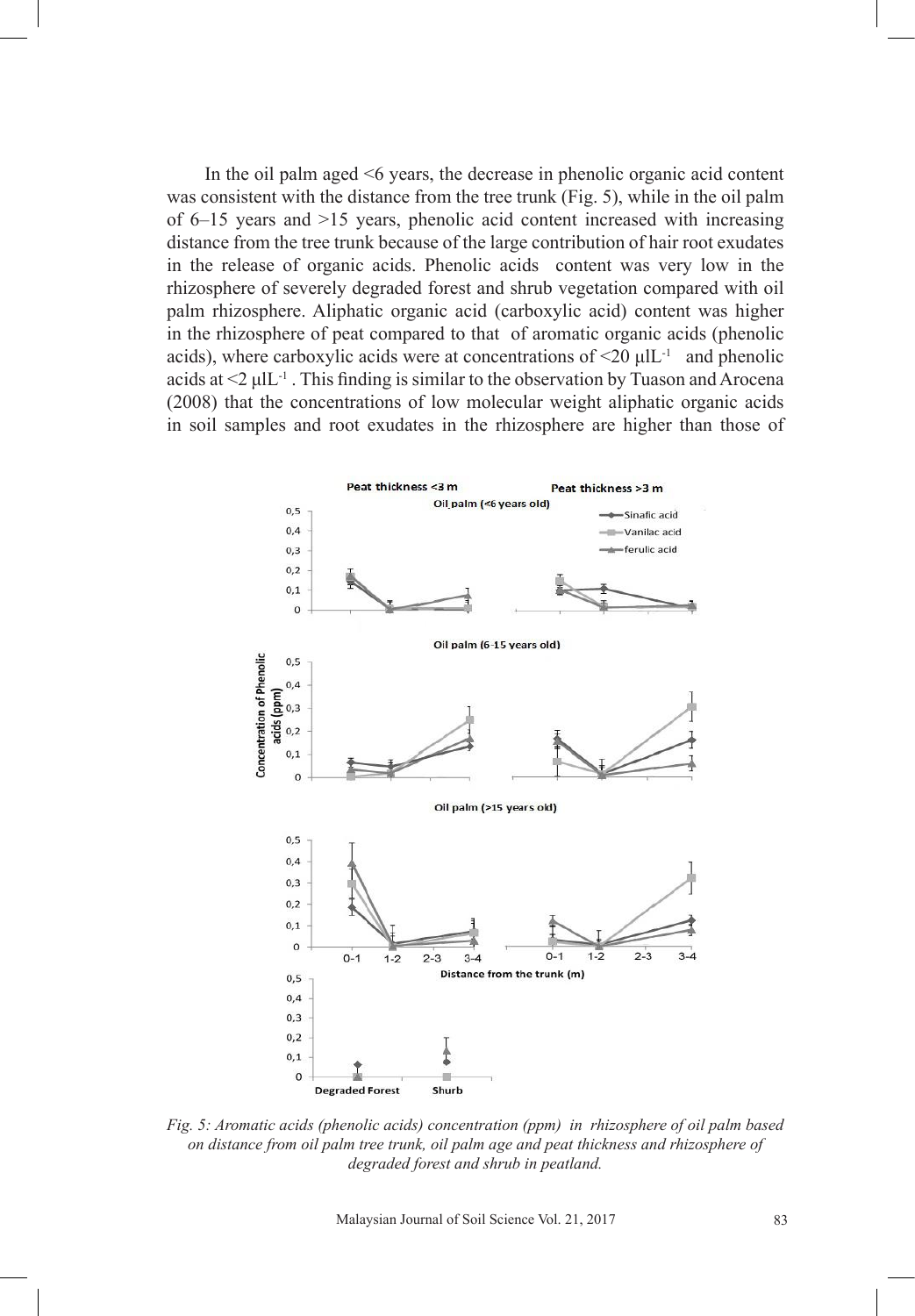In the oil palm aged <6 years, the decrease in phenolic organic acid content was consistent with the distance from the tree trunk (Fig. 5), while in the oil palm of 6–15 years and >15 years, phenolic acid content increased with increasing distance from the tree trunk because of the large contribution of hair root exudates in the release of organic acids. Phenolic acids content was very low in the rhizosphere of severely degraded forest and shrub vegetation compared with oil palm rhizosphere. Aliphatic organic acid (carboxylic acid) content was higher in the rhizosphere of peat compared to that of aromatic organic acids (phenolic acids), where carboxylic acids were at concentrations of $<20\ \mu lL^{-1}$ and phenolic acids at $<2\ \mu lL^{-1}$ . This finding is similar to the observation by Tuason and Arocena (2008) that the concentrations of low molecular weight aliphatic organic acids in soil samples and root exudates in the rhizosphere are higher than those of

*Fig. 5: Aromatic acids (phenolic acids) concentration (ppm) in rhizosphere of oil palm based on distance from oil palm tree trunk, oil palm age and peat thickness and rhizosphere of degraded forest and shrub in peatland.*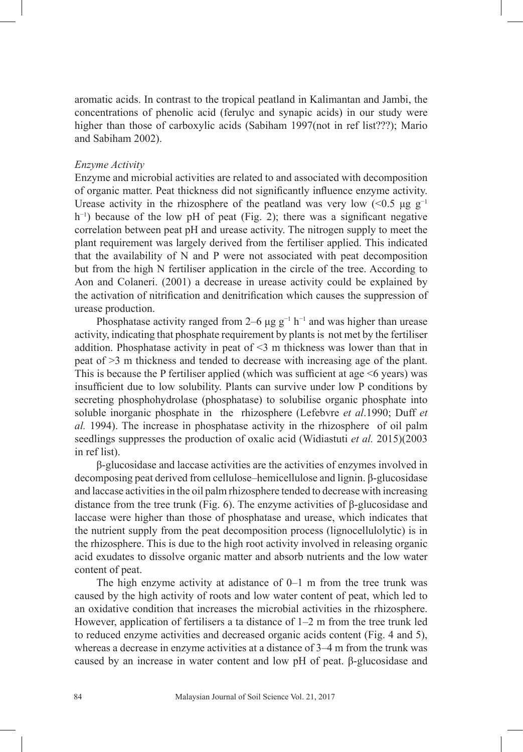aromatic acids. In contrast to the tropical peatland in Kalimantan and Jambi, the concentrations of phenolic acid (ferulyc and synapic acids) in our study were higher than those of carboxylic acids (Sabiham 1997(not in ref list???); Mario and Sabiham 2002).

### *Enzyme Activity*

Enzyme and microbial activities are related to and associated with decomposition of organic matter. Peat thickness did not significantly influence enzyme activity. Urease activity in the rhizosphere of the peatland was very low ($<0.5$ µg $g^{-1}$ $h^{-1}$) because of the low pH of peat (Fig. 2); there was a significant negative correlation between peat pH and urease activity. The nitrogen supply to meet the plant requirement was largely derived from the fertiliser applied. This indicated that the availability of N and P were not associated with peat decomposition but from the high N fertiliser application in the circle of the tree. According to Aon and Colaneri. (2001) a decrease in urease activity could be explained by the activation of nitrification and denitrification which causes the suppression of urease production.

Phosphatase activity ranged from 2–6 µg $g^{-1}$ $h^{-1}$ and was higher than urease activity, indicating that phosphate requirement by plants is not met by the fertiliser addition. Phosphatase activity in peat of <3 m thickness was lower than that in peat of >3 m thickness and tended to decrease with increasing age of the plant. This is because the P fertiliser applied (which was sufficient at age <6 years) was insufficient due to low solubility. Plants can survive under low P conditions by secreting phosphohydrolase (phosphatase) to solubilise organic phosphate into soluble inorganic phosphate in the rhizosphere (Lefebvre *et al*.1990; Duff *et al.* 1994). The increase in phosphatase activity in the rhizosphere of oil palm seedlings suppresses the production of oxalic acid (Widiastuti *et al.* 2015)(2003 in ref list).

β-glucosidase and laccase activities are the activities of enzymes involved in decomposing peat derived from cellulose–hemicellulose and lignin. β-glucosidase and laccase activities in the oil palm rhizosphere tended to decrease with increasing distance from the tree trunk (Fig. 6). The enzyme activities of β-glucosidase and laccase were higher than those of phosphatase and urease, which indicates that the nutrient supply from the peat decomposition process (lignocellulolytic) is in the rhizosphere. This is due to the high root activity involved in releasing organic acid exudates to dissolve organic matter and absorb nutrients and the low water content of peat.

The high enzyme activity at adistance of 0–1 m from the tree trunk was caused by the high activity of roots and low water content of peat, which led to an oxidative condition that increases the microbial activities in the rhizosphere. However, application of fertilisers a ta distance of 1–2 m from the tree trunk led to reduced enzyme activities and decreased organic acids content (Fig. 4 and 5), whereas a decrease in enzyme activities at a distance of 3–4 m from the trunk was caused by an increase in water content and low pH of peat. β-glucosidase and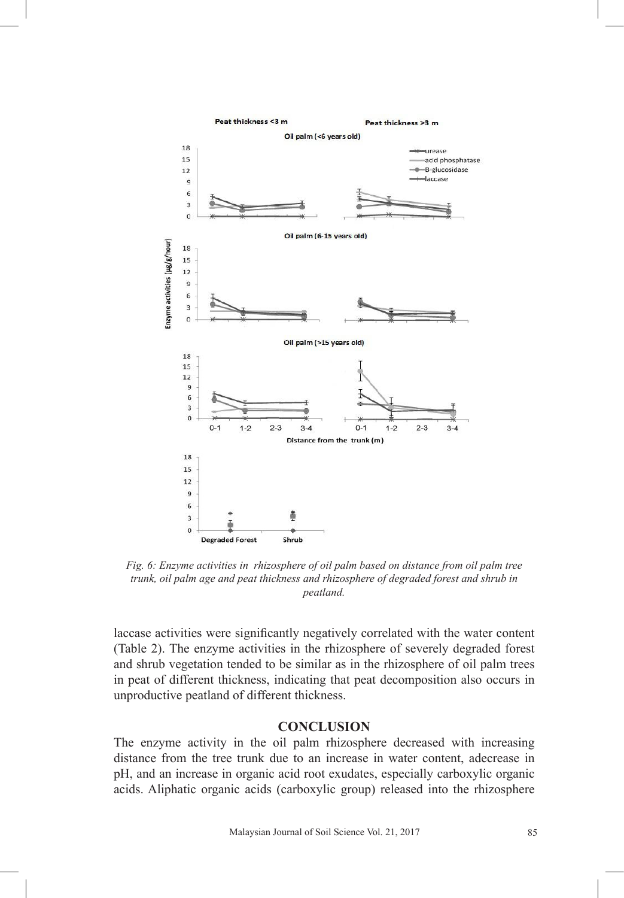*Fig. 6: Enzyme activities in rhizosphere of oil palm based on distance from oil palm tree trunk, oil palm age and peat thickness and rhizosphere of degraded forest and shrub in peatland.*

laccase activities were significantly negatively correlated with the water content (Table 2). The enzyme activities in the rhizosphere of severely degraded forest and shrub vegetation tended to be similar as in the rhizosphere of oil palm trees in peat of different thickness, indicating that peat decomposition also occurs in unproductive peatland of different thickness.

## CONCLUSION

The enzyme activity in the oil palm rhizosphere decreased with increasing distance from the tree trunk due to an increase in water content, adecrease in pH, and an increase in organic acid root exudates, especially carboxylic organic acids. Aliphatic organic acids (carboxylic group) released into the rhizosphere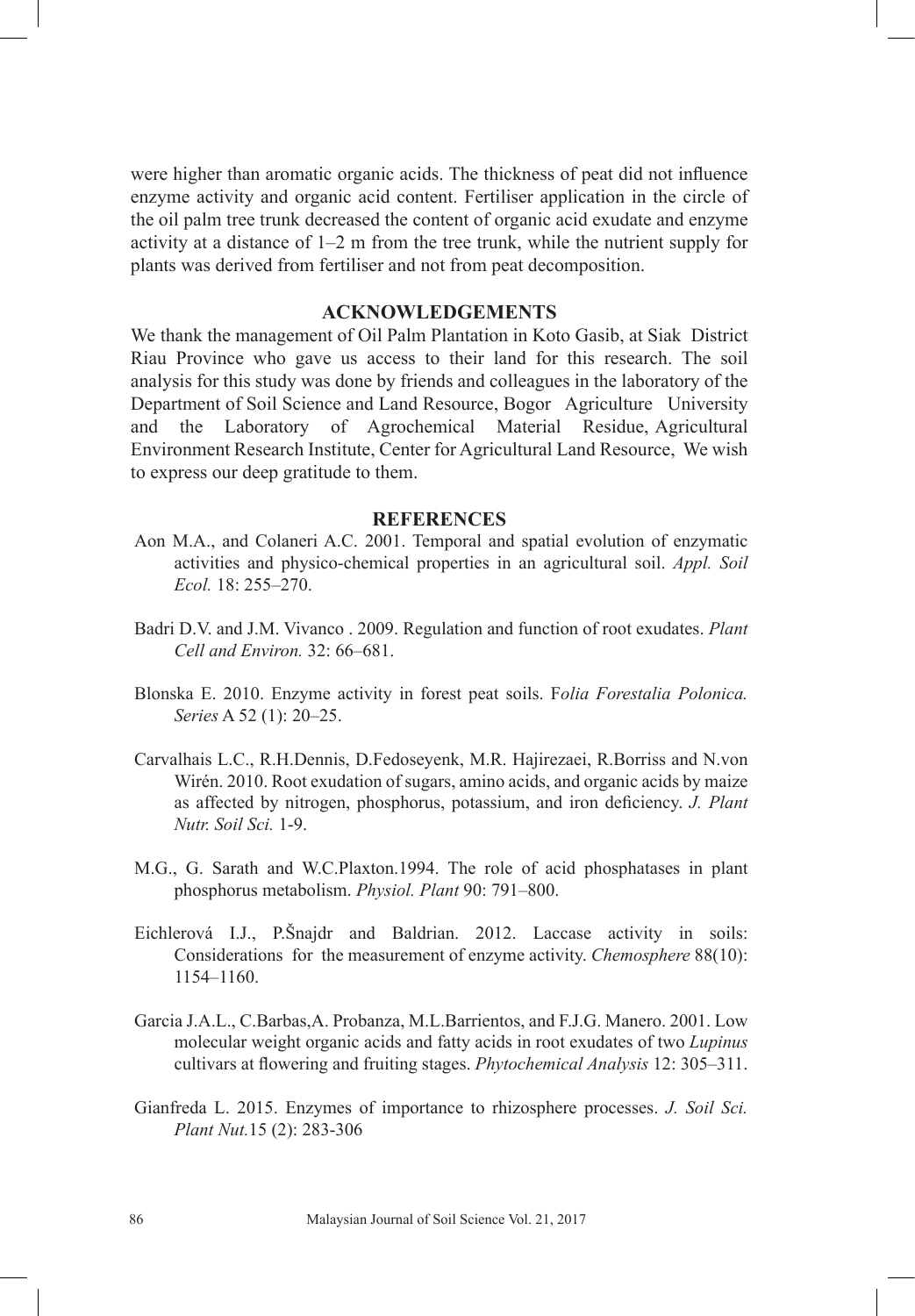were higher than aromatic organic acids. The thickness of peat did not influence enzyme activity and organic acid content. Fertiliser application in the circle of the oil palm tree trunk decreased the content of organic acid exudate and enzyme activity at a distance of 1–2 m from the tree trunk, while the nutrient supply for plants was derived from fertiliser and not from peat decomposition.

## ACKNOWLEDGEMENTS

We thank the management of Oil Palm Plantation in Koto Gasib, at Siak District Riau Province who gave us access to their land for this research. The soil analysis for this study was done by friends and colleagues in the laboratory of the Department of Soil Science and Land Resource, Bogor Agriculture University and the Laboratory of Agrochemical Material Residue, Agricultural Environment Research Institute, Center for Agricultural Land Resource, We wish to express our deep gratitude to them.

## REFERENCES

Aon M.A., and Colaneri A.C. 2001. Temporal and spatial evolution of enzymatic activities and physico-chemical properties in an agricultural soil. *Appl. Soil Ecol.* 18: 255–270.

Badri D.V. and J.M. Vivanco . 2009. Regulation and function of root exudates. *Plant Cell and Environ.* 32: 66–681.

Blonska E. 2010. Enzyme activity in forest peat soils. F*olia Forestalia Polonica. Series* A 52 (1): 20–25.

Carvalhais L.C., R.H.Dennis, D.Fedoseyenk, M.R. Hajirezaei, R.Borriss and N.von Wirén. 2010. Root exudation of sugars, amino acids, and organic acids by maize as affected by nitrogen, phosphorus, potassium, and iron deficiency. *J. Plant Nutr. Soil Sci.* 1-9.

M.G., G. Sarath and W.C.Plaxton.1994. The role of acid phosphatases in plant phosphorus metabolism. *Physiol. Plant* 90: 791–800.

Eichlerová I.J., P.Šnajdr and Baldrian. 2012. Laccase activity in soils: Considerations for the measurement of enzyme activity. *Chemosphere* 88(10): 1154–1160.

Garcia J.A.L., C.Barbas,A. Probanza, M.L.Barrientos, and F.J.G. Manero. 2001. Low molecular weight organic acids and fatty acids in root exudates of two *Lupinus* cultivars at flowering and fruiting stages. *Phytochemical Analysis* 12: 305–311.

Gianfreda L. 2015. Enzymes of importance to rhizosphere processes. *J. Soil Sci. Plant Nut.*15 (2): 283-306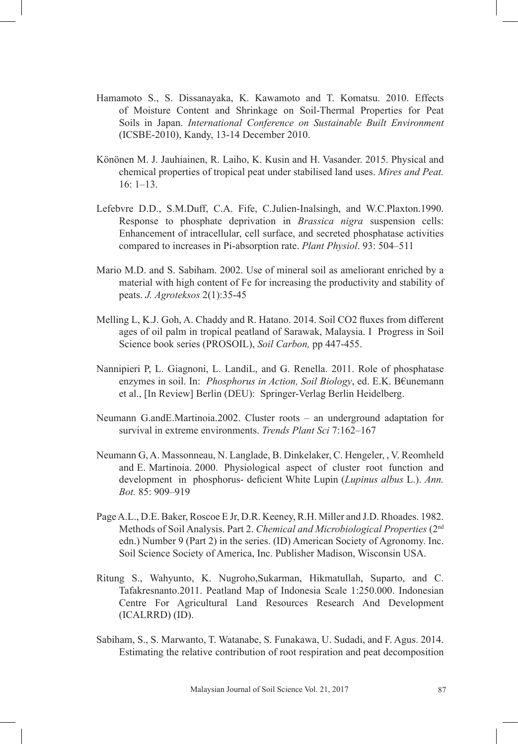Hamamoto S., S. Dissanayaka, K. Kawamoto and T. Komatsu. 2010. Effects of Moisture Content and Shrinkage on Soil-Thermal Properties for Peat Soils in Japan. *International Conference on Sustainable Built Environment* (ICSBE-2010), Kandy, 13-14 December 2010.

Könönen M. J. Jauhiainen, R. Laiho, K. Kusin and H. Vasander. 2015. Physical and chemical properties of tropical peat under stabilised land uses. *Mires and Peat.* 16: 1–13.

Lefebvre D.D., S.M.Duff, C.A. Fife, C.Julien-Inalsingh, and W.C.Plaxton.1990. Response to phosphate deprivation in *Brassica nigra* suspension cells: Enhancement of intracellular, cell surface, and secreted phosphatase activities compared to increases in Pi-absorption rate. *Plant Physiol*. 93: 504–511

Mario M.D. and S. Sabiham. 2002. Use of mineral soil as ameliorant enriched by a material with high content of Fe for increasing the productivity and stability of peats. *J. Agroteksos* 2(1):35-45

Melling L, K.J. Goh, A. Chaddy and R. Hatano. 2014. Soil CO2 fluxes from different ages of oil palm in tropical peatland of Sarawak, Malaysia. I Progress in Soil Science book series (PROSOIL), *Soil Carbon,* pp 447-455.

Nannipieri P, L. Giagnoni, L. LandiL, and G. Renella. 2011. Role of phosphatase enzymes in soil. In: *Phosphorus in Action, Soil Biology*, ed. E.K. B€unemann et al., [In Review] Berlin (DEU): Springer-Verlag Berlin Heidelberg.

Neumann G.andE.Martinoia.2002. Cluster roots – an underground adaptation for survival in extreme environments. *Trends Plant Sci* 7:162–167

Neumann G, A. Massonneau, N. Langlade, B. Dinkelaker, C. Hengeler, , V. Reomheld and E. Martinoia. 2000. Physiological aspect of cluster root function and development in phosphorus- deficient White Lupin (*Lupinus albus* L.). *Ann. Bot.* 85: 909–919

Page A.L., D.E. Baker, Roscoe E Jr, D.R. Keeney, R.H. Miller and J.D. Rhoades. 1982. Methods of Soil Analysis. Part 2. *Chemical and Microbiological Properties* (2nd edn.) Number 9 (Part 2) in the series. (ID) American Society of Agronomy. Inc. Soil Science Society of America, Inc. Publisher Madison, Wisconsin USA.

Ritung S., Wahyunto, K. Nugroho,Sukarman, Hikmatullah, Suparto, and C. Tafakresnanto.2011. Peatland Map of Indonesia Scale 1:250.000. Indonesian Centre For Agricultural Land Resources Research And Development (ICALRRD) (ID).

Sabiham, S., S. Marwanto, T. Watanabe, S. Funakawa, U. Sudadi, and F. Agus. 2014. Estimating the relative contribution of root respiration and peat decomposition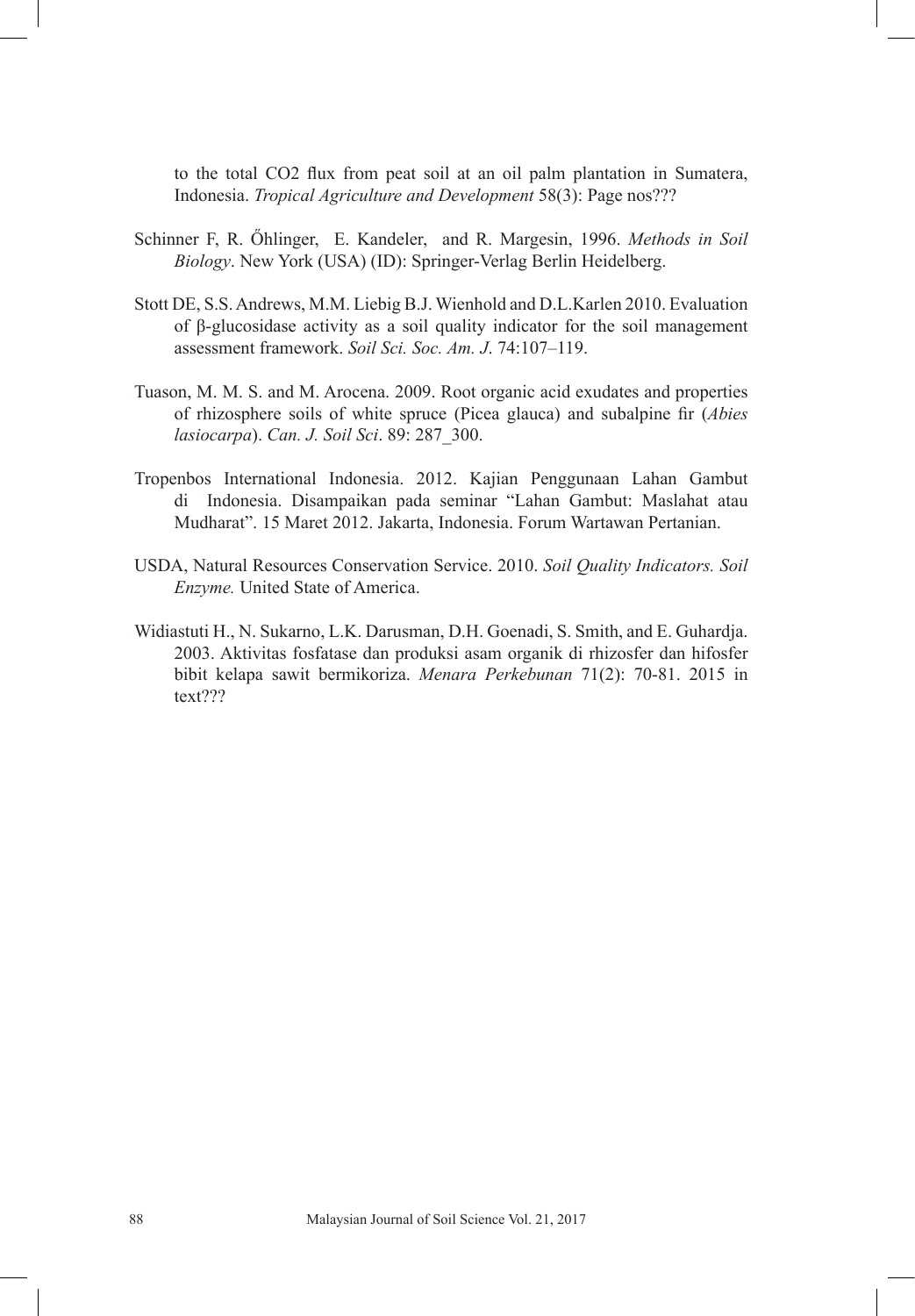to the total CO2 flux from peat soil at an oil palm plantation in Sumatera, Indonesia. *Tropical Agriculture and Development* 58(3): Page nos???

Schinner F, R. Őhlinger, E. Kandeler, and R. Margesin, 1996. *Methods in Soil Biology*. New York (USA) (ID): Springer-Verlag Berlin Heidelberg.

Stott DE, S.S. Andrews, M.M. Liebig B.J. Wienhold and D.L.Karlen 2010. Evaluation of β-glucosidase activity as a soil quality indicator for the soil management assessment framework. *Soil Sci. Soc. Am. J*. 74:107–119.

Tuason, M. M. S. and M. Arocena. 2009. Root organic acid exudates and properties of rhizosphere soils of white spruce (Picea glauca) and subalpine fir (*Abies lasiocarpa*). *Can. J. Soil Sci*. 89: 287_300.

Tropenbos International Indonesia. 2012. Kajian Penggunaan Lahan Gambut di Indonesia. Disampaikan pada seminar "Lahan Gambut: Maslahat atau Mudharat". 15 Maret 2012. Jakarta, Indonesia. Forum Wartawan Pertanian.

USDA, Natural Resources Conservation Service. 2010. *Soil Quality Indicators. Soil Enzyme.* United State of America.

Widiastuti H., N. Sukarno, L.K. Darusman, D.H. Goenadi, S. Smith, and E. Guhardja. 2003. Aktivitas fosfatase dan produksi asam organik di rhizosfer dan hifosfer bibit kelapa sawit bermikoriza. *Menara Perkebunan* 71(2): 70-81. 2015 in text???